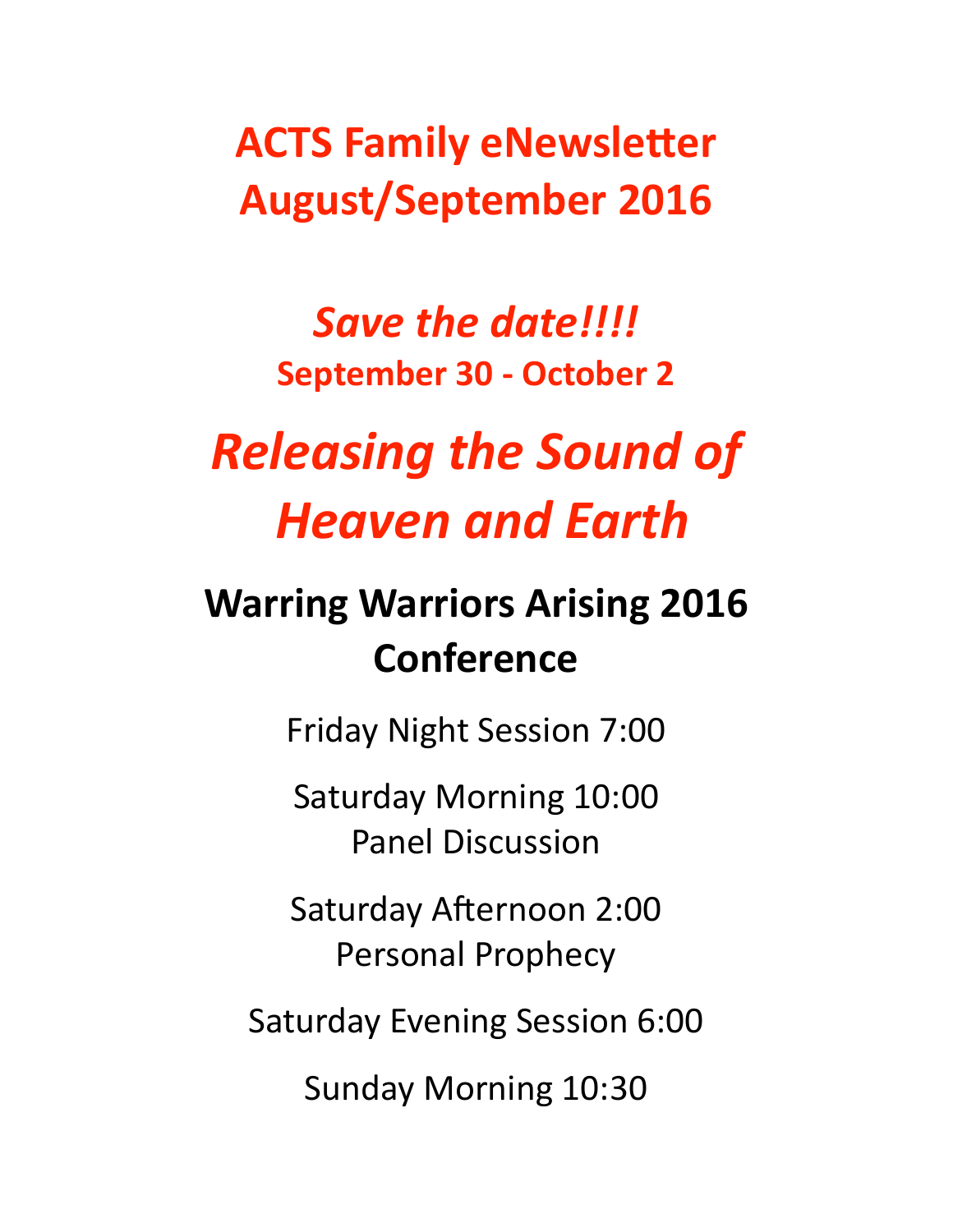# ACTS Family eNewsletter
# August/September 2016

## *Save the date!!!!*

**September 30 - October 2**

# *Releasing the Sound of Heaven and Earth*

## Warring Warriors Arising 2016 Conference

Friday Night Session 7:00

Saturday Morning 10:00
Panel Discussion

Saturday Afternoon 2:00
Personal Prophecy

Saturday Evening Session 6:00

Sunday Morning 10:30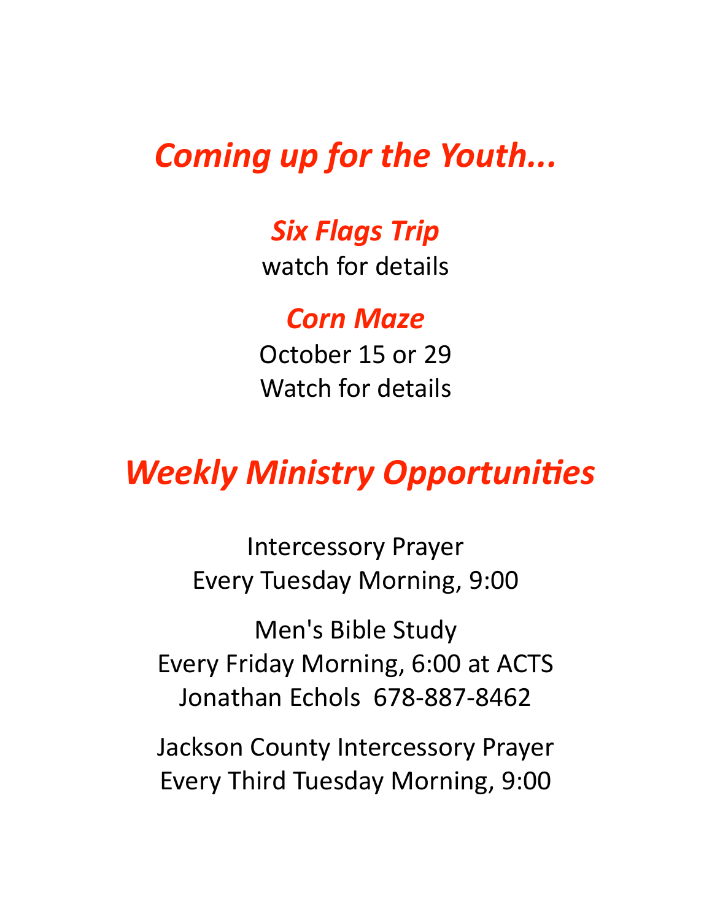## *Coming up for the Youth...*

### *Six Flags Trip*

watch for details

### *Corn Maze*

October 15 or 29
Watch for details

## *Weekly Ministry Opportunities*

Intercessory Prayer
Every Tuesday Morning, 9:00

Men's Bible Study
Every Friday Morning, 6:00 at ACTS
Jonathan Echols 678-887-8462

Jackson County Intercessory Prayer
Every Third Tuesday Morning, 9:00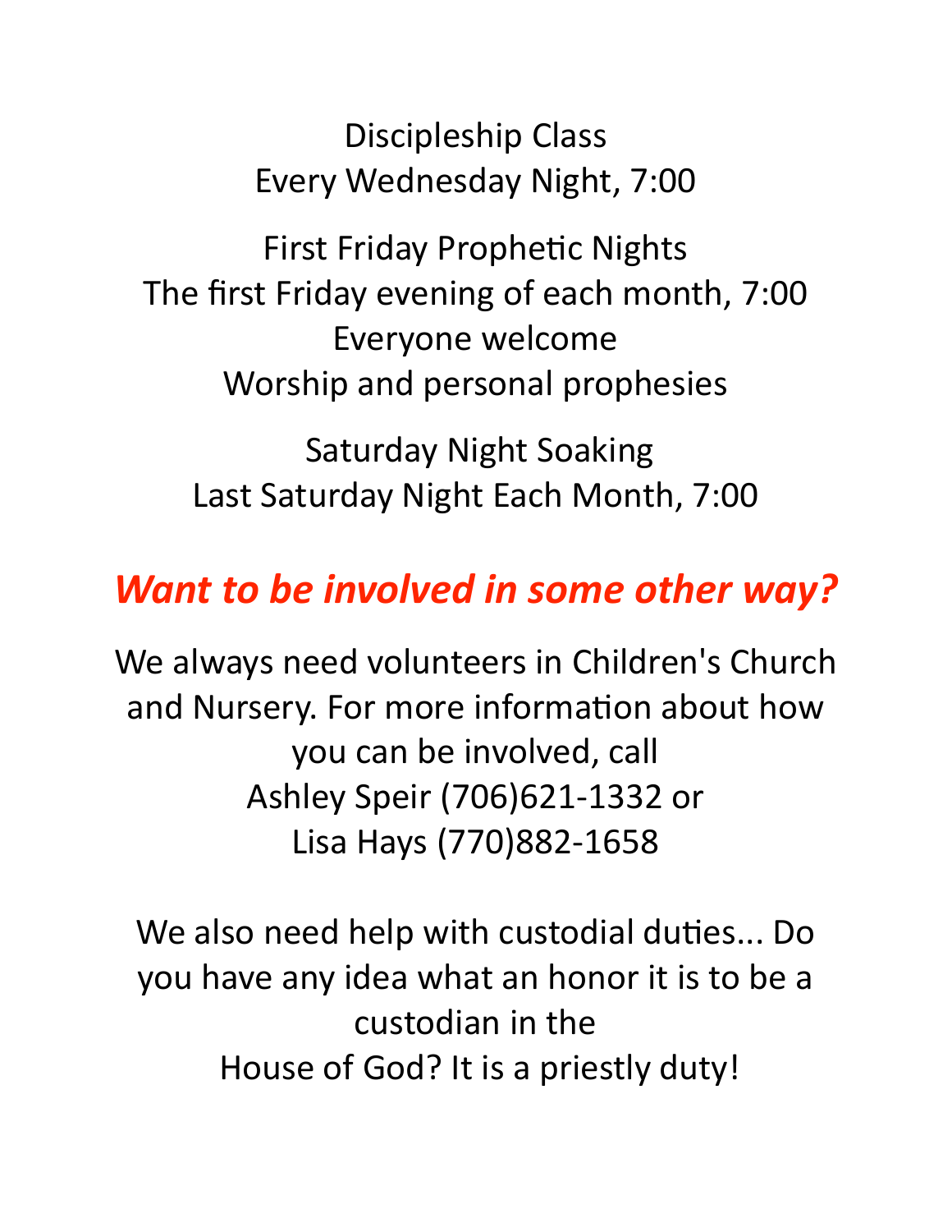Discipleship Class
Every Wednesday Night, 7:00

First Friday Prophetic Nights
The first Friday evening of each month, 7:00
Everyone welcome
Worship and personal prophesies

Saturday Night Soaking
Last Saturday Night Each Month, 7:00

## *Want to be involved in some other way?*

We always need volunteers in Children's Church and Nursery. For more information about how you can be involved, call
Ashley Speir (706)621-1332 or
Lisa Hays (770)882-1658

We also need help with custodial duties... Do you have any idea what an honor it is to be a custodian in the
House of God? It is a priestly duty!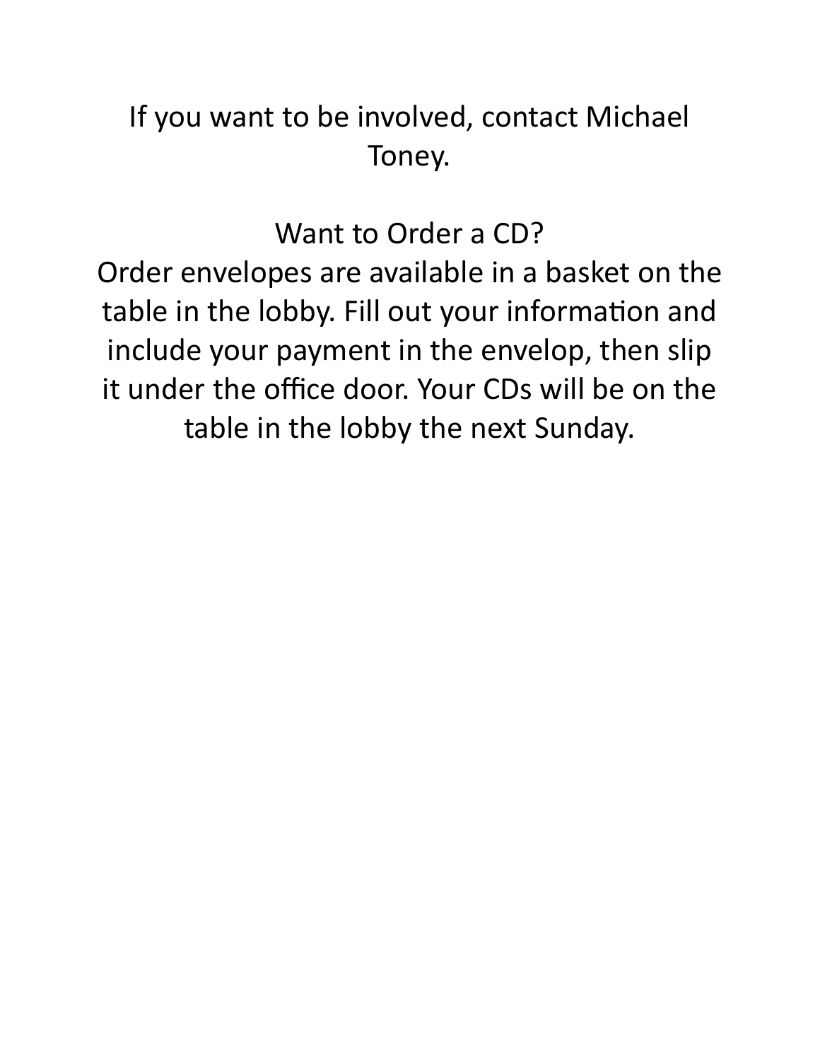If you want to be involved, contact Michael Toney.

Want to Order a CD?

Order envelopes are available in a basket on the table in the lobby. Fill out your information and include your payment in the envelop, then slip it under the office door. Your CDs will be on the table in the lobby the next Sunday.